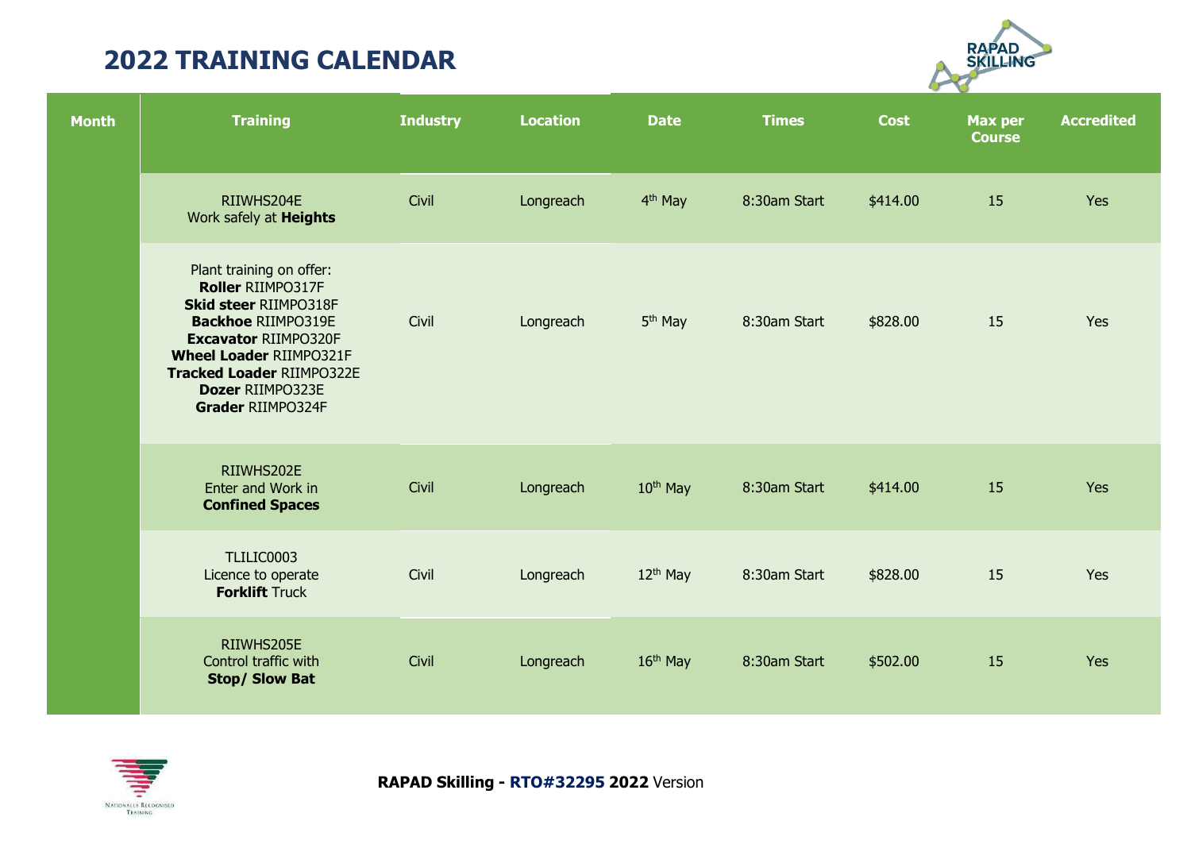# 2022 TRAINING CALENDAR

| Month | Training | Industry | Location | Date | Times | Cost | Max per Course | Accredited |
|---|---|---|---|---|---|---|---|---|
| | RIIWHS204E<br>Work safely at **Heights** | Civil | Longreach | 4th May | 8:30am Start | $414.00 | 15 | Yes |
| | Plant training on offer:<br>**Roller** RIIMPO317F<br>**Skid steer** RIIMPO318F<br>**Backhoe** RIIMPO319E<br>**Excavator** RIIMPO320F<br>**Wheel Loader** RIIMPO321F<br>**Tracked Loader** RIIMPO322E<br>**Dozer** RIIMPO323E<br>**Grader** RIIMPO324F | Civil | Longreach | 5th May | 8:30am Start | $828.00 | 15 | Yes |
| | RIIWHS202E<br>Enter and Work in<br>**Confined Spaces** | Civil | Longreach | 10th May | 8:30am Start | $414.00 | 15 | Yes |
| | TLILIC0003<br>Licence to operate<br>**Forklift** Truck | Civil | Longreach | 12th May | 8:30am Start | $828.00 | 15 | Yes |
| | RIIWHS205E<br>Control traffic with<br>**Stop/ Slow Bat** | Civil | Longreach | 16th May | 8:30am Start | $502.00 | 15 | Yes |

**RAPAD Skilling - RTO#32295 2022** Version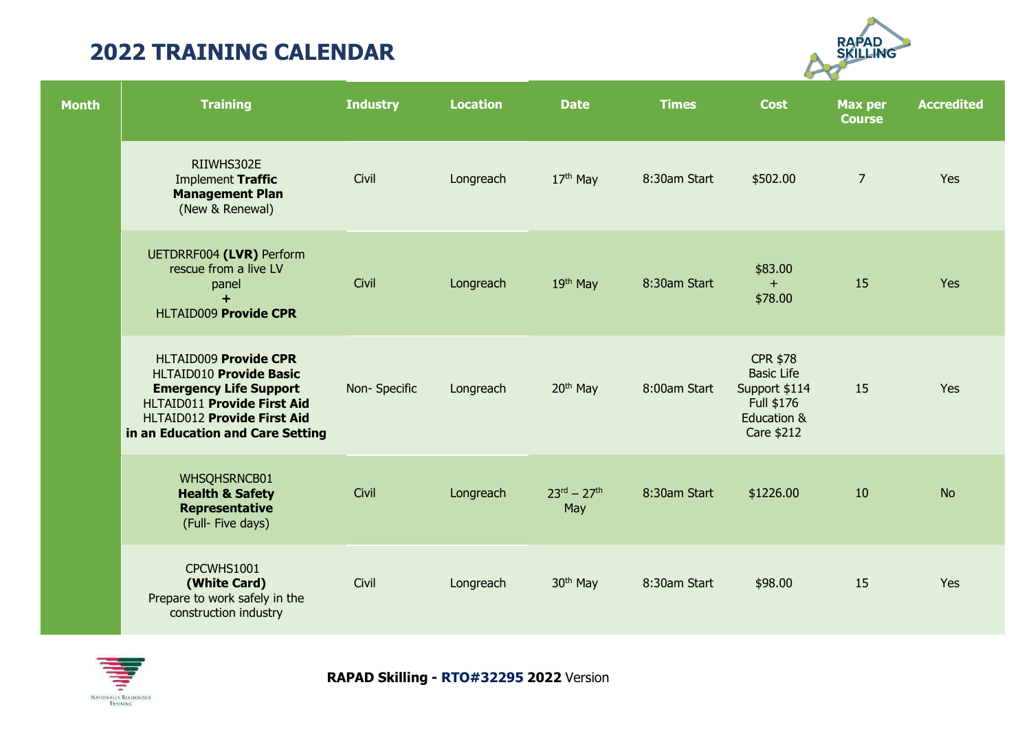# 2022 TRAINING CALENDAR

| Month | Training | Industry | Location | Date | Times | Cost | Max per Course | Accredited |
|---|---|---|---|---|---|---|---|---|
| | RIIWHS302E Implement **Traffic Management Plan** (New & Renewal) | Civil | Longreach | 17th May | 8:30am Start | $502.00 | 7 | Yes |
| | UETDRRF004 **(LVR)** Perform rescue from a live LV panel **+** HLTAID009 **Provide CPR** | Civil | Longreach | 19th May | 8:30am Start | $83.00 + $78.00 | 15 | Yes |
| | HLTAID009 **Provide CPR** HLTAID010 **Provide Basic Emergency Life Support** HLTAID011 **Provide First Aid** HLTAID012 **Provide First Aid in an Education and Care Setting** | Non- Specific | Longreach | 20th May | 8:00am Start | CPR $78 Basic Life Support $114 Full $176 Education & Care $212 | 15 | Yes |
| | WHSQHSRNCB01 **Health & Safety Representative** (Full- Five days) | Civil | Longreach | 23rd – 27th May | 8:30am Start | $1226.00 | 10 | No |
| | CPCWHS1001 **(White Card)** Prepare to work safely in the construction industry | Civil | Longreach | 30th May | 8:30am Start | $98.00 | 15 | Yes |

**RAPAD Skilling - RTO#32295 2022** Version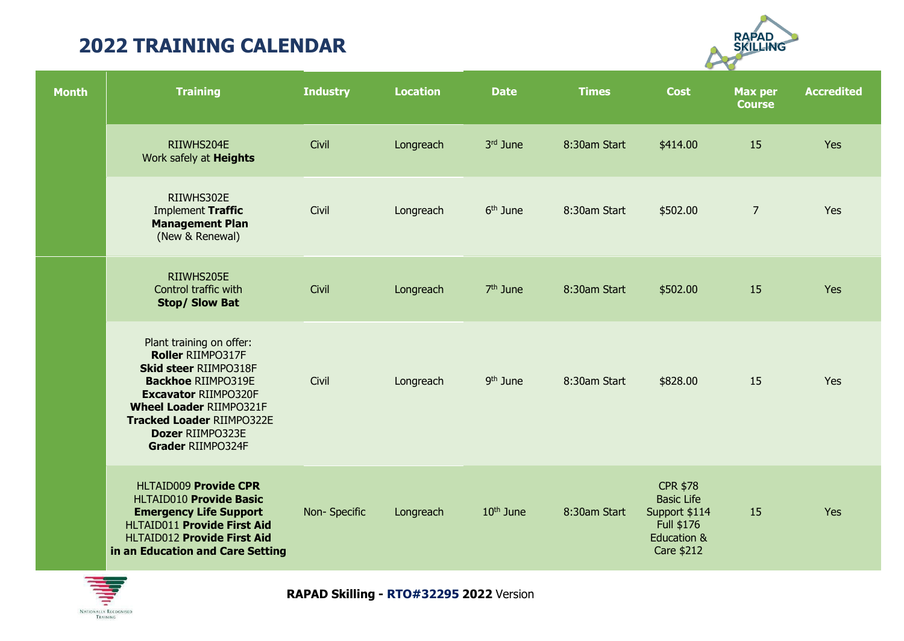# 2022 TRAINING CALENDAR

| Month | Training | Industry | Location | Date | Times | Cost | Max per Course | Accredited |
|---|---|---|---|---|---|---|---|---|
| | RIIWHS204E Work safely at **Heights** | Civil | Longreach | 3rd June | 8:30am Start | $414.00 | 15 | Yes |
| | RIIWHS302E Implement **Traffic Management Plan** (New & Renewal) | Civil | Longreach | 6th June | 8:30am Start | $502.00 | 7 | Yes |
| | RIIWHS205E Control traffic with **Stop/ Slow Bat** | Civil | Longreach | 7th June | 8:30am Start | $502.00 | 15 | Yes |
| | Plant training on offer: **Roller** RIIMPO317F **Skid steer** RIIMPO318F **Backhoe** RIIMPO319E **Excavator** RIIMPO320F **Wheel Loader** RIIMPO321F **Tracked Loader** RIIMPO322E **Dozer** RIIMPO323E **Grader** RIIMPO324F | Civil | Longreach | 9th June | 8:30am Start | $828.00 | 15 | Yes |
| | HLTAID009 **Provide CPR** HLTAID010 **Provide Basic Emergency Life Support** HLTAID011 **Provide First Aid** HLTAID012 **Provide First Aid in an Education and Care Setting** | Non- Specific | Longreach | 10th June | 8:30am Start | CPR $78 Basic Life Support $114 Full $176 Education & Care $212 | 15 | Yes |

**RAPAD Skilling - RTO#32295 2022** Version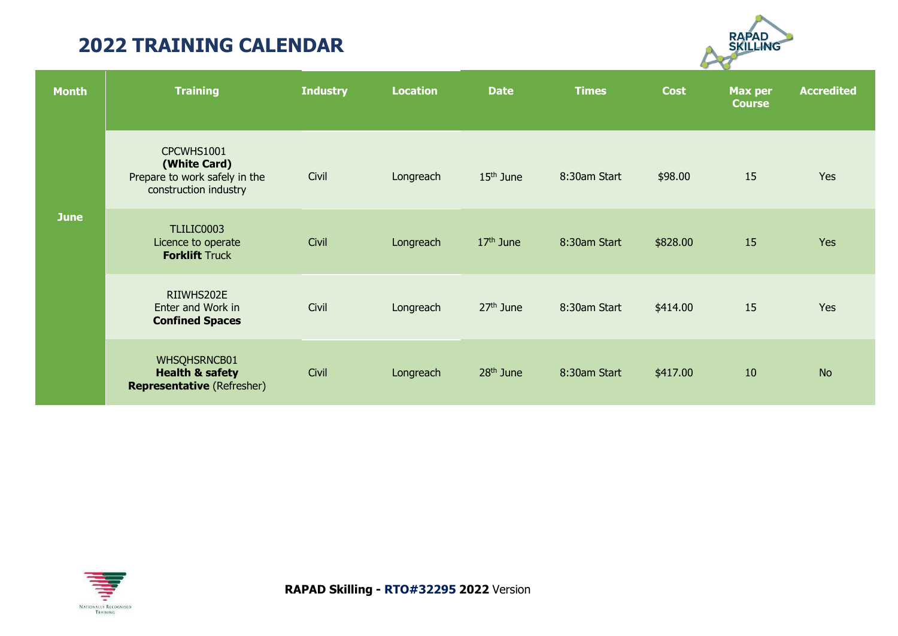# 2022 TRAINING CALENDAR

| Month | Training | Industry | Location | Date | Times | Cost | Max per Course | Accredited |
|---|---|---|---|---|---|---|---|---|
| June | CPCWHS1001 **(White Card)** Prepare to work safely in the construction industry | Civil | Longreach | 15th June | 8:30am Start | $98.00 | 15 | Yes |
| | TLILIC0003 Licence to operate **Forklift** Truck | Civil | Longreach | 17th June | 8:30am Start | $828.00 | 15 | Yes |
| | RIIWHS202E Enter and Work in **Confined Spaces** | Civil | Longreach | 27th June | 8:30am Start | $414.00 | 15 | Yes |
| | WHSQHSRNCB01 **Health & safety Representative** (Refresher) | Civil | Longreach | 28th June | 8:30am Start | $417.00 | 10 | No |

**RAPAD Skilling - RTO#32295 2022** Version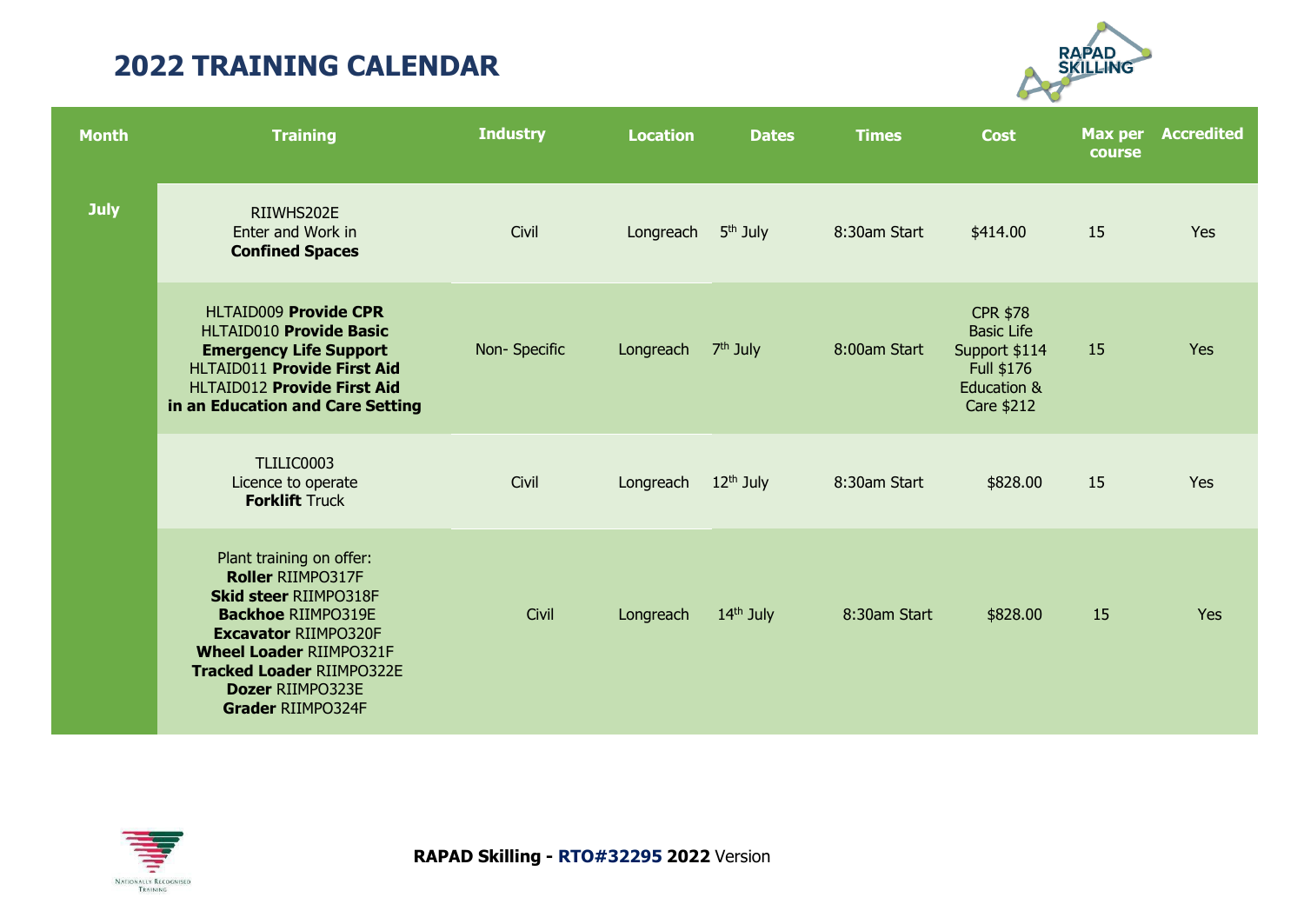# 2022 TRAINING CALENDAR

| Month | Training | Industry | Location | Dates | Times | Cost | Max per course | Accredited |
|---|---|---|---|---|---|---|---|---|
| **July** | RIIWHS202E<br>Enter and Work in<br>**Confined Spaces** | Civil | Longreach | 5th July | 8:30am Start | $414.00 | 15 | Yes |
| | HLTAID009 **Provide CPR**<br>HLTAID010 **Provide Basic Emergency Life Support**<br>HLTAID011 **Provide First Aid**<br>HLTAID012 **Provide First Aid in an Education and Care Setting** | Non- Specific | Longreach | 7th July | 8:00am Start | CPR $78<br>Basic Life Support $114<br>Full $176<br>Education & Care $212 | 15 | Yes |
| | TLILIC0003<br>Licence to operate<br>**Forklift** Truck | Civil | Longreach | 12th July | 8:30am Start | $828.00 | 15 | Yes |
| | Plant training on offer:<br>**Roller** RIIMPO317F<br>**Skid steer** RIIMPO318F<br>**Backhoe** RIIMPO319E<br>**Excavator** RIIMPO320F<br>**Wheel Loader** RIIMPO321F<br>**Tracked Loader** RIIMPO322E<br>**Dozer** RIIMPO323E<br>**Grader** RIIMPO324F | Civil | Longreach | 14th July | 8:30am Start | $828.00 | 15 | Yes |

**RAPAD Skilling - RTO#32295 2022** Version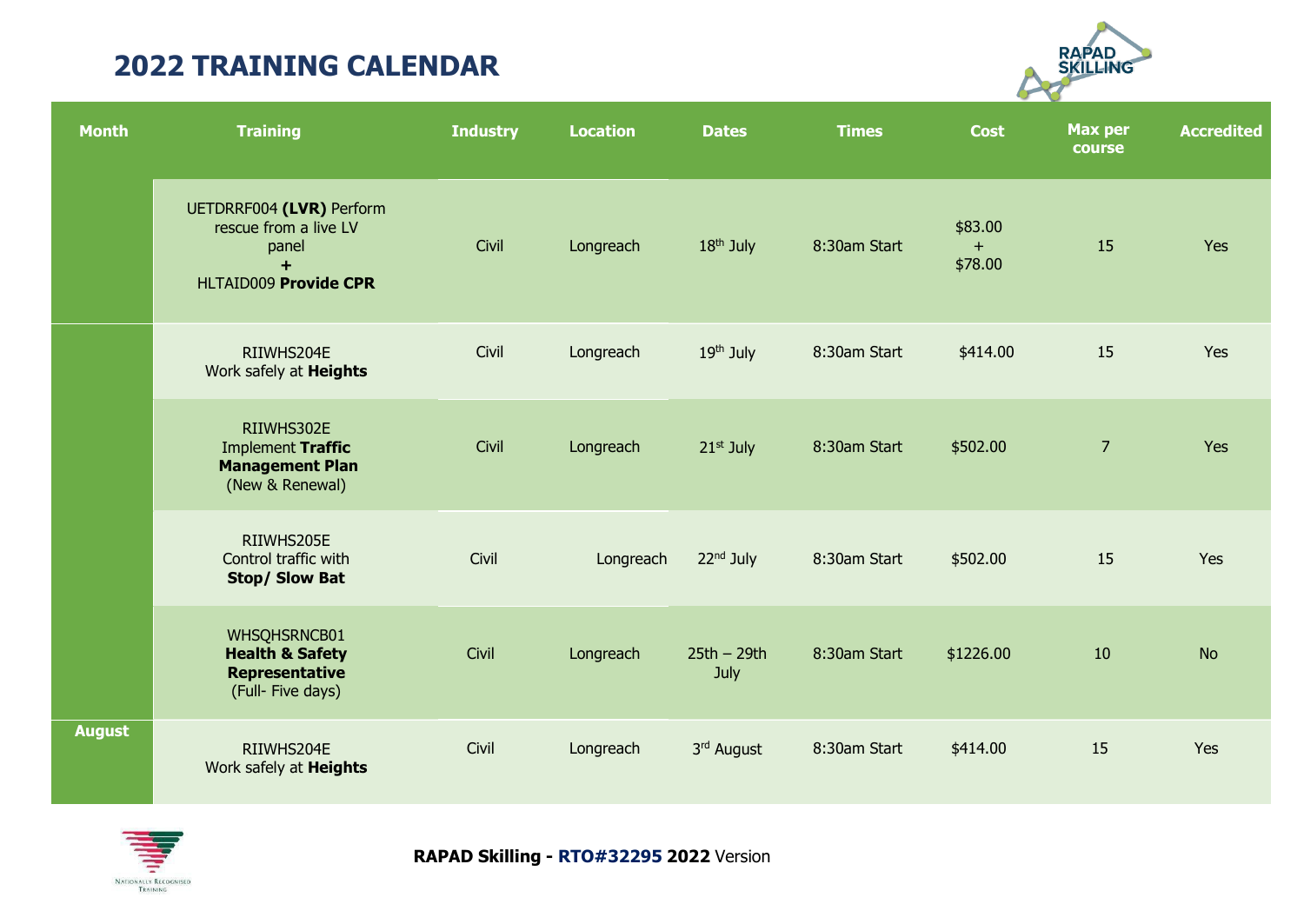# 2022 TRAINING CALENDAR

| Month | Training | Industry | Location | Dates | Times | Cost | Max per course | Accredited |
|---|---|---|---|---|---|---|---|---|
| | UETDRRF004 **(LVR)** Perform rescue from a live LV panel **+** HLTAID009 **Provide CPR** | Civil | Longreach | 18th July | 8:30am Start | $83.00 + $78.00 | 15 | Yes |
| | RIIWHS204E Work safely at **Heights** | Civil | Longreach | 19th July | 8:30am Start | $414.00 | 15 | Yes |
| | RIIWHS302E Implement **Traffic Management Plan** (New & Renewal) | Civil | Longreach | 21st July | 8:30am Start | $502.00 | 7 | Yes |
| | RIIWHS205E Control traffic with **Stop/ Slow Bat** | Civil | Longreach | 22nd July | 8:30am Start | $502.00 | 15 | Yes |
| | WHSQHSRNCB01 **Health & Safety Representative** (Full- Five days) | Civil | Longreach | 25th – 29th July | 8:30am Start | $1226.00 | 10 | No |
| **August** | RIIWHS204E Work safely at **Heights** | Civil | Longreach | 3rd August | 8:30am Start | $414.00 | 15 | Yes |

**RAPAD Skilling - RTO#32295 2022** Version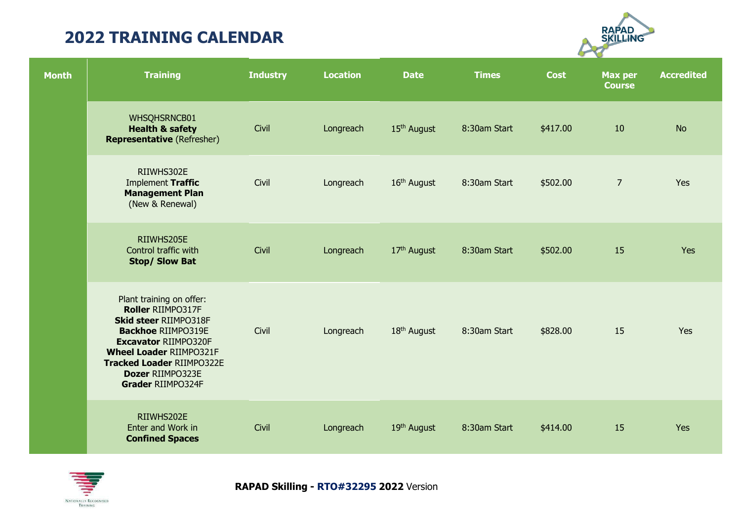# 2022 TRAINING CALENDAR

| Month | Training | Industry | Location | Date | Times | Cost | Max per Course | Accredited |
|---|---|---|---|---|---|---|---|---|
| | WHSQHSRNCB01<br>**Health & safety Representative** (Refresher) | Civil | Longreach | 15th August | 8:30am Start | $417.00 | 10 | No |
| | RIIWHS302E<br>Implement **Traffic Management Plan** (New & Renewal) | Civil | Longreach | 16th August | 8:30am Start | $502.00 | 7 | Yes |
| | RIIWHS205E<br>Control traffic with **Stop/ Slow Bat** | Civil | Longreach | 17th August | 8:30am Start | $502.00 | 15 | Yes |
| | Plant training on offer:<br>**Roller** RIIMPO317F<br>**Skid steer** RIIMPO318F<br>**Backhoe** RIIMPO319E<br>**Excavator** RIIMPO320F<br>**Wheel Loader** RIIMPO321F<br>**Tracked Loader** RIIMPO322E<br>**Dozer** RIIMPO323E<br>**Grader** RIIMPO324F | Civil | Longreach | 18th August | 8:30am Start | $828.00 | 15 | Yes |
| | RIIWHS202E<br>Enter and Work in **Confined Spaces** | Civil | Longreach | 19th August | 8:30am Start | $414.00 | 15 | Yes |

**RAPAD Skilling - RTO#32295 2022** Version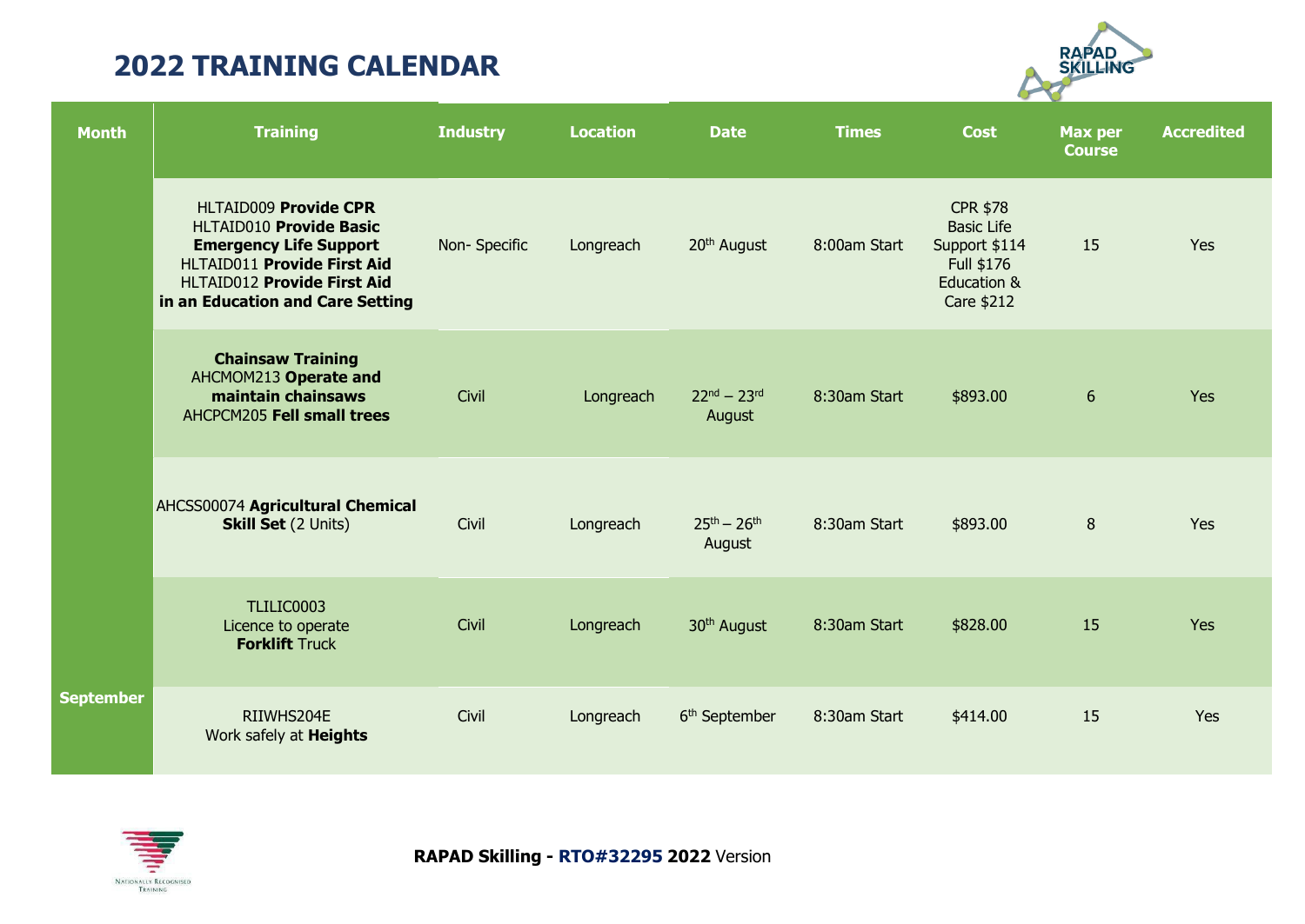# 2022 TRAINING CALENDAR

| Month | Training | Industry | Location | Date | Times | Cost | Max per Course | Accredited |
|---|---|---|---|---|---|---|---|---|
| | HLTAID009 **Provide CPR** HLTAID010 **Provide Basic Emergency Life Support** HLTAID011 **Provide First Aid** HLTAID012 **Provide First Aid in an Education and Care Setting** | Non- Specific | Longreach | 20th August | 8:00am Start | CPR $78 Basic Life Support $114 Full $176 Education & Care $212 | 15 | Yes |
| | **Chainsaw Training** AHCMOM213 **Operate and maintain chainsaws** AHCPCM205 **Fell small trees** | Civil | Longreach | 22nd – 23rd August | 8:30am Start | $893.00 | 6 | Yes |
| | AHCSS00074 **Agricultural Chemical Skill Set** (2 Units) | Civil | Longreach | 25th – 26th August | 8:30am Start | $893.00 | 8 | Yes |
| | TLILIC0003 Licence to operate **Forklift** Truck | Civil | Longreach | 30th August | 8:30am Start | $828.00 | 15 | Yes |
| **September** | RIIWHS204E Work safely at **Heights** | Civil | Longreach | 6th September | 8:30am Start | $414.00 | 15 | Yes |

**RAPAD Skilling - RTO#32295 2022** Version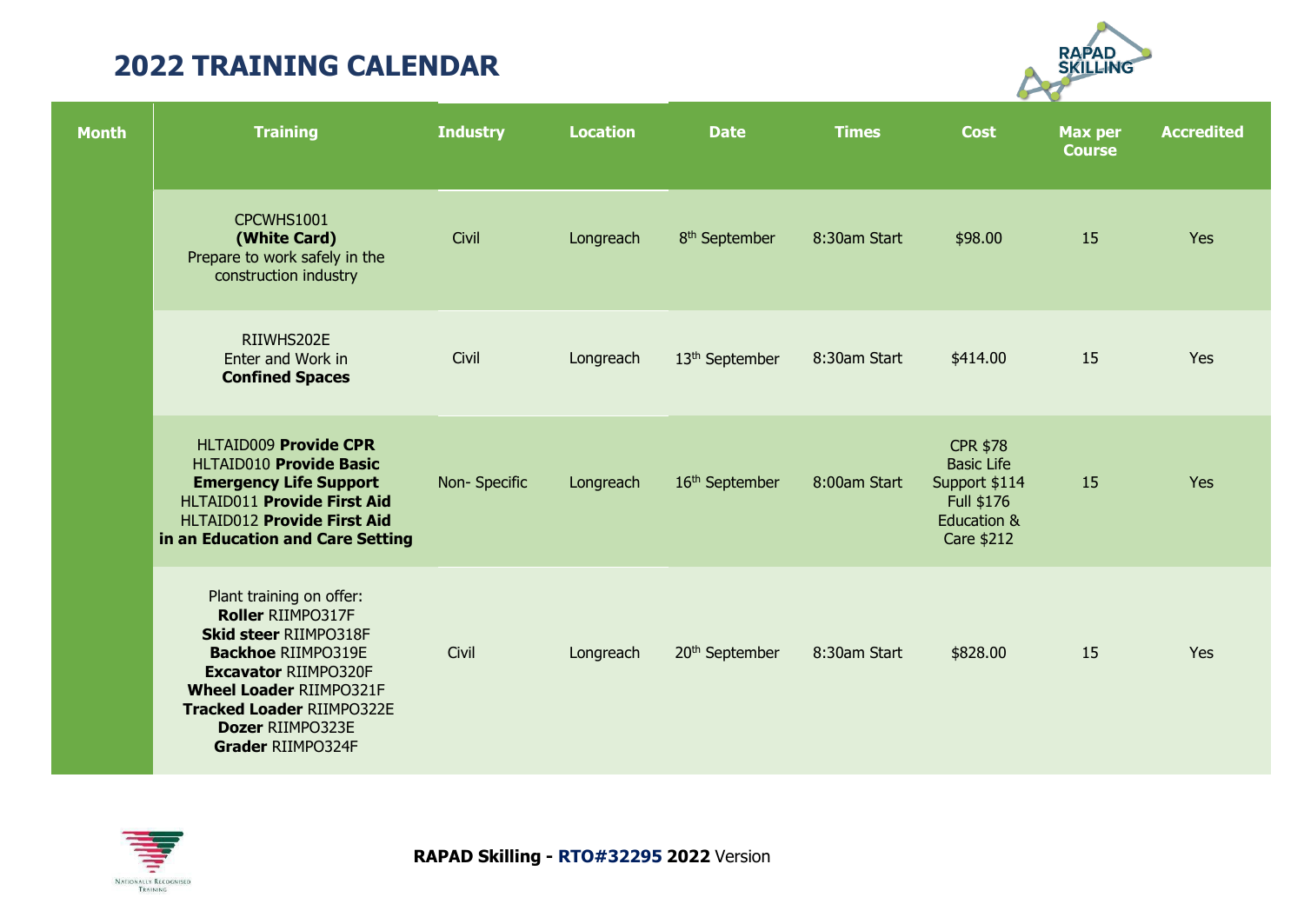# 2022 TRAINING CALENDAR

| Month | Training | Industry | Location | Date | Times | Cost | Max per Course | Accredited |
|---|---|---|---|---|---|---|---|---|
| | CPCWHS1001 **(White Card)** Prepare to work safely in the construction industry | Civil | Longreach | 8th September | 8:30am Start | $98.00 | 15 | Yes |
| | RIIWHS202E Enter and Work in **Confined Spaces** | Civil | Longreach | 13th September | 8:30am Start | $414.00 | 15 | Yes |
| | HLTAID009 **Provide CPR** HLTAID010 **Provide Basic Emergency Life Support** HLTAID011 **Provide First Aid** HLTAID012 **Provide First Aid in an Education and Care Setting** | Non- Specific | Longreach | 16th September | 8:00am Start | CPR $78 Basic Life Support $114 Full $176 Education & Care $212 | 15 | Yes |
| | Plant training on offer: **Roller** RIIMPO317F **Skid steer** RIIMPO318F **Backhoe** RIIMPO319E **Excavator** RIIMPO320F **Wheel Loader** RIIMPO321F **Tracked Loader** RIIMPO322E **Dozer** RIIMPO323E **Grader** RIIMPO324F | Civil | Longreach | 20th September | 8:30am Start | $828.00 | 15 | Yes |

**RAPAD Skilling - RTO#32295 2022** Version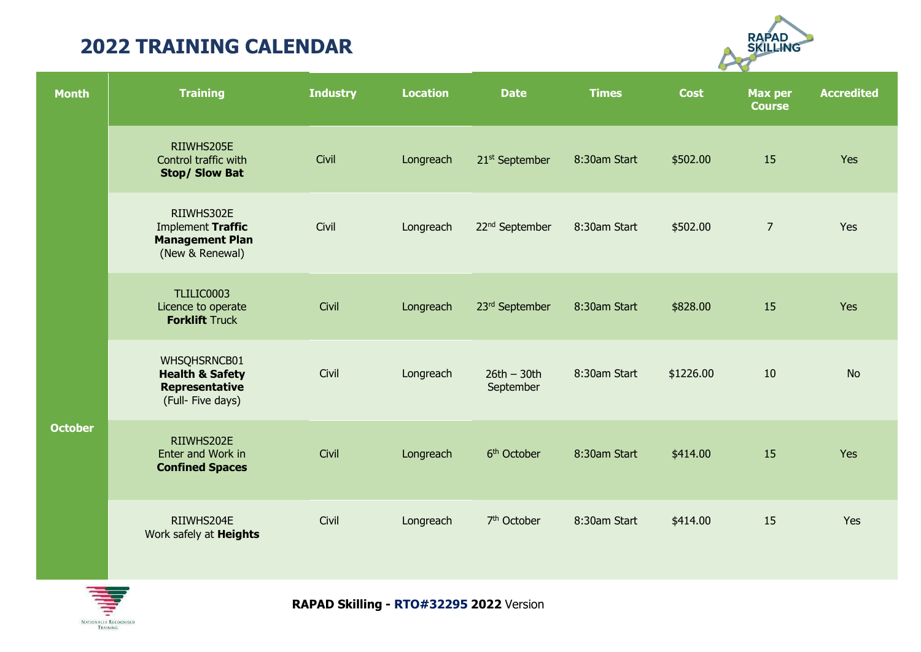# 2022 TRAINING CALENDAR

| Month | Training | Industry | Location | Date | Times | Cost | Max per Course | Accredited |
|---|---|---|---|---|---|---|---|---|
| October | RIIWHS205E Control traffic with **Stop/ Slow Bat** | Civil | Longreach | 21st September | 8:30am Start | $502.00 | 15 | Yes |
| | RIIWHS302E Implement **Traffic Management Plan** (New & Renewal) | Civil | Longreach | 22nd September | 8:30am Start | $502.00 | 7 | Yes |
| | TLILIC0003 Licence to operate **Forklift** Truck | Civil | Longreach | 23rd September | 8:30am Start | $828.00 | 15 | Yes |
| | WHSQHSRNCB01 **Health & Safety Representative** (Full- Five days) | Civil | Longreach | 26th – 30th September | 8:30am Start | $1226.00 | 10 | No |
| | RIIWHS202E Enter and Work in **Confined Spaces** | Civil | Longreach | 6th October | 8:30am Start | $414.00 | 15 | Yes |
| | RIIWHS204E Work safely at **Heights** | Civil | Longreach | 7th October | 8:30am Start | $414.00 | 15 | Yes |

**RAPAD Skilling - RTO#32295 2022** Version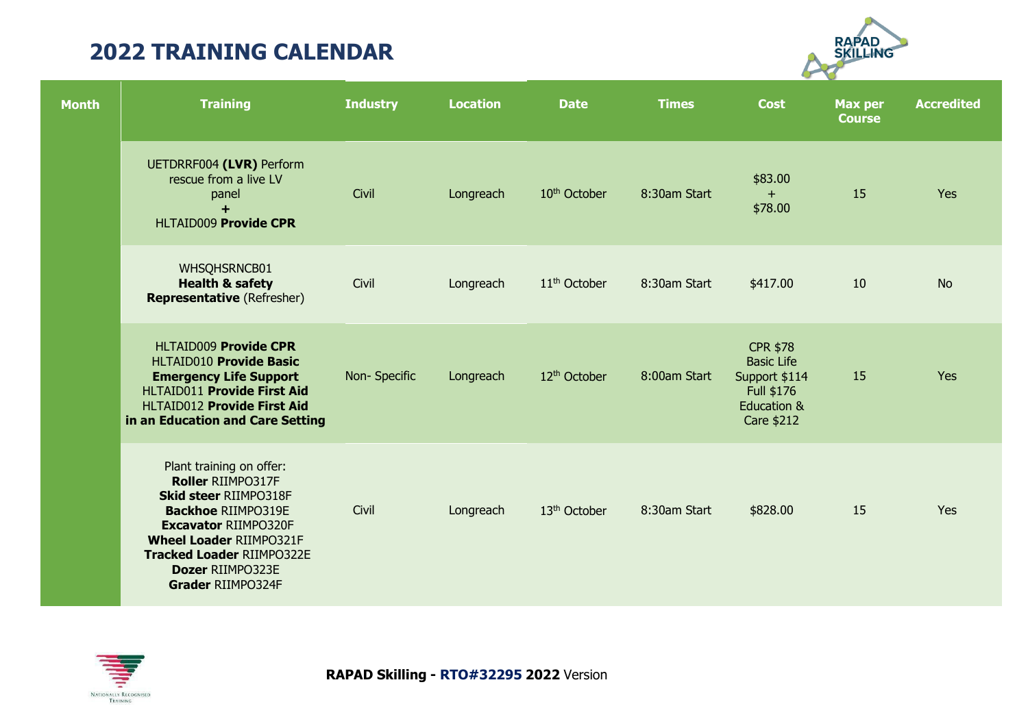# 2022 TRAINING CALENDAR

| Month | Training | Industry | Location | Date | Times | Cost | Max per Course | Accredited |
|---|---|---|---|---|---|---|---|---|
| | UETDRRF004 **(LVR)** Perform rescue from a live LV panel **+** HLTAID009 **Provide CPR** | Civil | Longreach | 10th October | 8:30am Start | $83.00 + $78.00 | 15 | Yes |
| | WHSQHSRNCB01 **Health & safety Representative** (Refresher) | Civil | Longreach | 11th October | 8:30am Start | $417.00 | 10 | No |
| | HLTAID009 **Provide CPR** HLTAID010 **Provide Basic Emergency Life Support** HLTAID011 **Provide First Aid** HLTAID012 **Provide First Aid in an Education and Care Setting** | Non- Specific | Longreach | 12th October | 8:00am Start | CPR $78 Basic Life Support $114 Full $176 Education & Care $212 | 15 | Yes |
| | Plant training on offer: **Roller** RIIMPO317F **Skid steer** RIIMPO318F **Backhoe** RIIMPO319E **Excavator** RIIMPO320F **Wheel Loader** RIIMPO321F **Tracked Loader** RIIMPO322E **Dozer** RIIMPO323E **Grader** RIIMPO324F | Civil | Longreach | 13th October | 8:30am Start | $828.00 | 15 | Yes |

**RAPAD Skilling - RTO#32295 2022** Version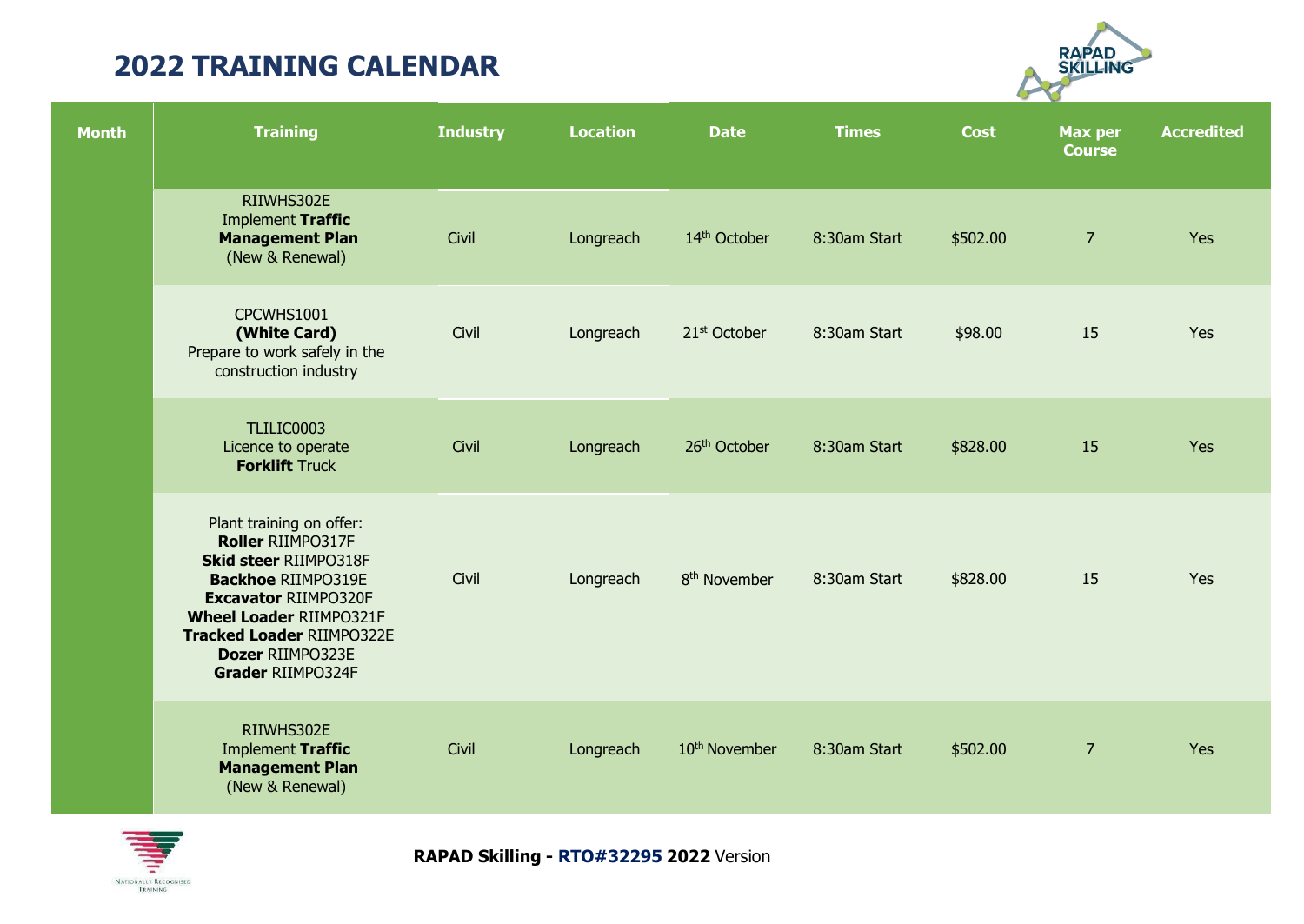# 2022 TRAINING CALENDAR

| Month | Training | Industry | Location | Date | Times | Cost | Max per Course | Accredited |
|---|---|---|---|---|---|---|---|---|
| | RIIWHS302E Implement **Traffic Management Plan** (New & Renewal) | Civil | Longreach | 14th October | 8:30am Start | $502.00 | 7 | Yes |
| | CPCWHS1001 **(White Card)** Prepare to work safely in the construction industry | Civil | Longreach | 21st October | 8:30am Start | $98.00 | 15 | Yes |
| | TLILIC0003 Licence to operate **Forklift** Truck | Civil | Longreach | 26th October | 8:30am Start | $828.00 | 15 | Yes |
| | Plant training on offer: **Roller** RIIMPO317F **Skid steer** RIIMPO318F **Backhoe** RIIMPO319E **Excavator** RIIMPO320F **Wheel Loader** RIIMPO321F **Tracked Loader** RIIMPO322E **Dozer** RIIMPO323E **Grader** RIIMPO324F | Civil | Longreach | 8th November | 8:30am Start | $828.00 | 15 | Yes |
| | RIIWHS302E Implement **Traffic Management Plan** (New & Renewal) | Civil | Longreach | 10th November | 8:30am Start | $502.00 | 7 | Yes |

**RAPAD Skilling - RTO#32295 2022** Version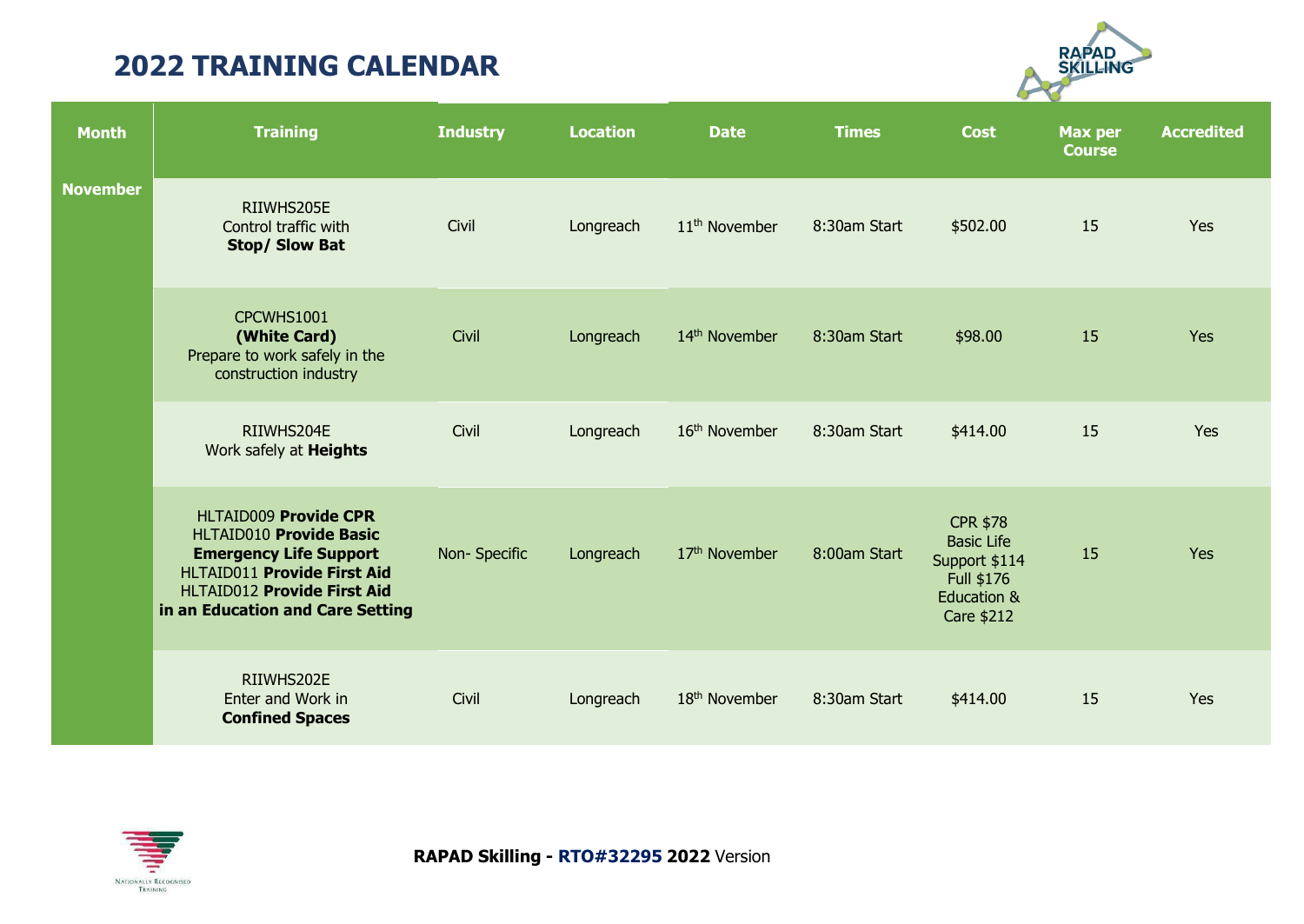# 2022 TRAINING CALENDAR

| Month | Training | Industry | Location | Date | Times | Cost | Max per Course | Accredited |
|---|---|---|---|---|---|---|---|---|
| November | RIIWHS205E Control traffic with **Stop/ Slow Bat** | Civil | Longreach | 11th November | 8:30am Start | $502.00 | 15 | Yes |
| | CPCWHS1001 **(White Card)** Prepare to work safely in the construction industry | Civil | Longreach | 14th November | 8:30am Start | $98.00 | 15 | Yes |
| | RIIWHS204E Work safely at **Heights** | Civil | Longreach | 16th November | 8:30am Start | $414.00 | 15 | Yes |
| | HLTAID009 **Provide CPR** HLTAID010 **Provide Basic Emergency Life Support** HLTAID011 **Provide First Aid** HLTAID012 **Provide First Aid in an Education and Care Setting** | Non- Specific | Longreach | 17th November | 8:00am Start | CPR $78 Basic Life Support $114 Full $176 Education & Care $212 | 15 | Yes |
| | RIIWHS202E Enter and Work in **Confined Spaces** | Civil | Longreach | 18th November | 8:30am Start | $414.00 | 15 | Yes |

**RAPAD Skilling - RTO#32295 2022** Version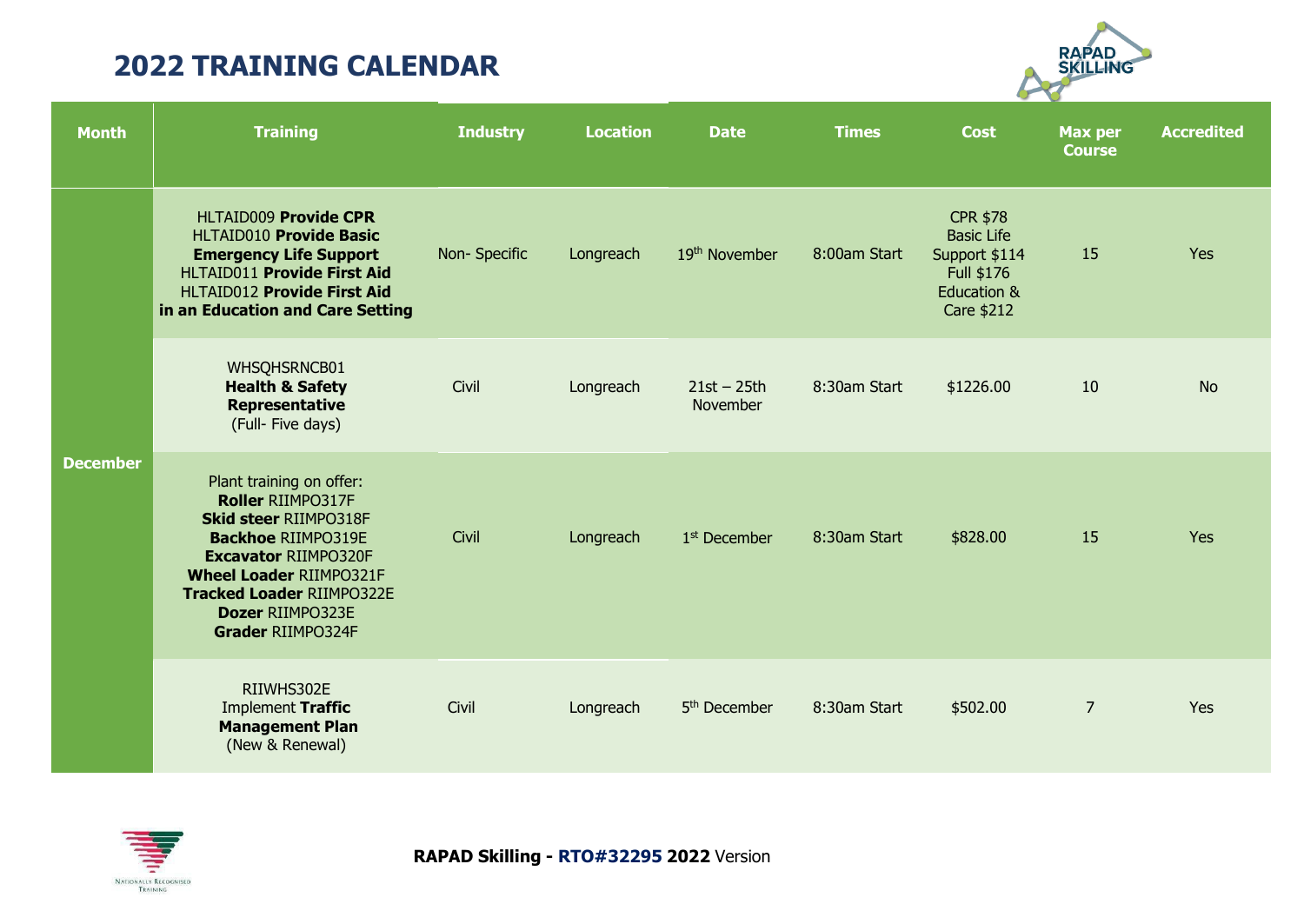# 2022 TRAINING CALENDAR

| Month | Training | Industry | Location | Date | Times | Cost | Max per Course | Accredited |
|---|---|---|---|---|---|---|---|---|
| December | HLTAID009 **Provide CPR** HLTAID010 **Provide Basic Emergency Life Support** HLTAID011 **Provide First Aid** HLTAID012 **Provide First Aid in an Education and Care Setting** | Non- Specific | Longreach | 19th November | 8:00am Start | CPR $78 Basic Life Support $114 Full $176 Education & Care $212 | 15 | Yes |
| | WHSQHSRNCB01 **Health & Safety Representative** (Full- Five days) | Civil | Longreach | 21st – 25th November | 8:30am Start | $1226.00 | 10 | No |
| | Plant training on offer: **Roller** RIIMPO317F **Skid steer** RIIMPO318F **Backhoe** RIIMPO319E **Excavator** RIIMPO320F **Wheel Loader** RIIMPO321F **Tracked Loader** RIIMPO322E **Dozer** RIIMPO323E **Grader** RIIMPO324F | Civil | Longreach | 1st December | 8:30am Start | $828.00 | 15 | Yes |
| | RIIWHS302E Implement **Traffic Management Plan** (New & Renewal) | Civil | Longreach | 5th December | 8:30am Start | $502.00 | 7 | Yes |

**RAPAD Skilling - RTO#32295 2022** Version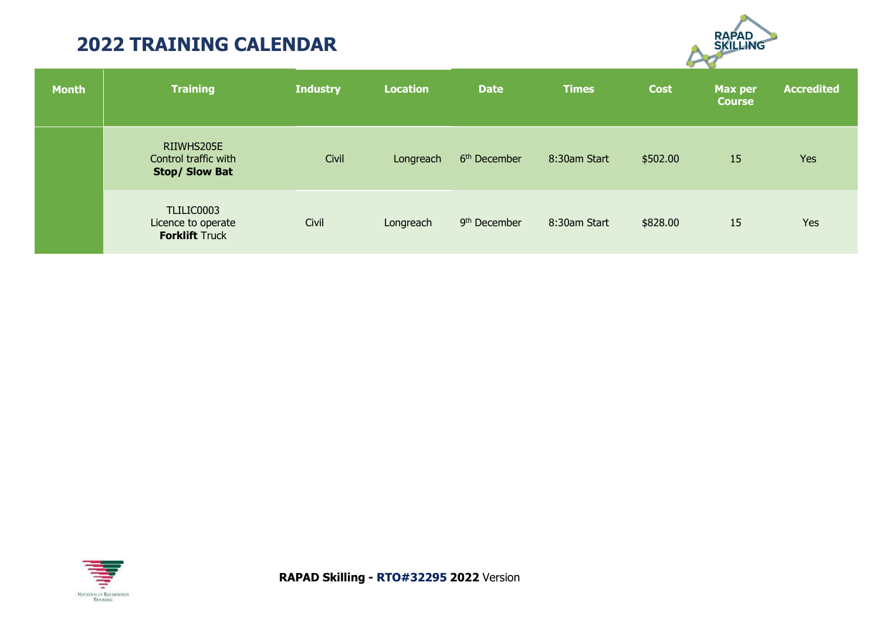# 2022 TRAINING CALENDAR

| Month | Training | Industry | Location | Date | Times | Cost | Max per Course | Accredited |
|---|---|---|---|---|---|---|---|---|
| | RIIWHS205E Control traffic with **Stop/ Slow Bat** | Civil | Longreach | 6th December | 8:30am Start | $502.00 | 15 | Yes |
| | TLILIC0003 Licence to operate **Forklift** Truck | Civil | Longreach | 9th December | 8:30am Start | $828.00 | 15 | Yes |

**RAPAD Skilling - RTO#32295 2022** Version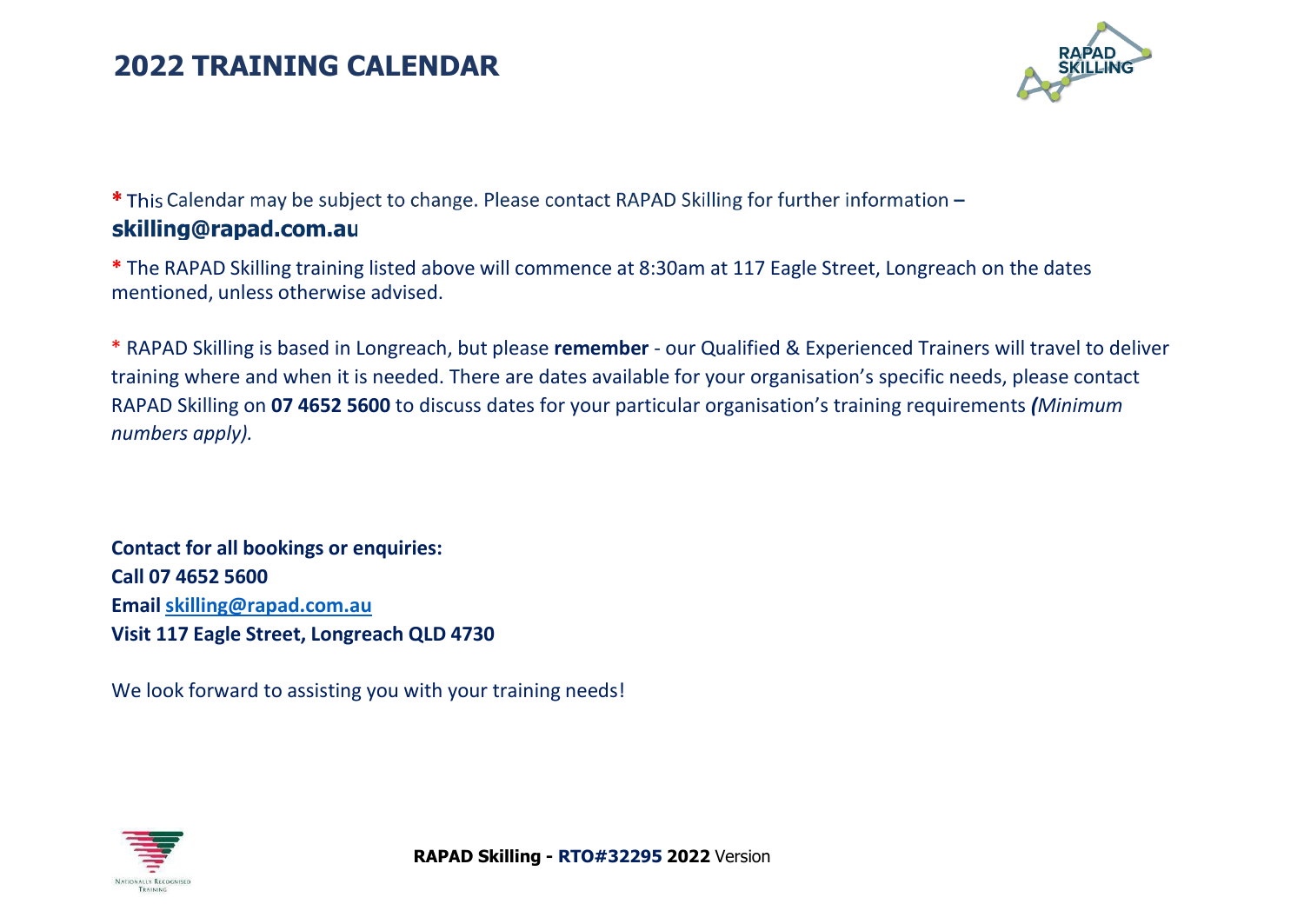# 2022 TRAINING CALENDAR

* This Calendar may be subject to change. Please contact RAPAD Skilling for further information – **skilling@rapad.com.au**

* The RAPAD Skilling training listed above will commence at 8:30am at 117 Eagle Street, Longreach on the dates mentioned, unless otherwise advised.

* RAPAD Skilling is based in Longreach, but please **remember** - our Qualified & Experienced Trainers will travel to deliver training where and when it is needed. There are dates available for your organisation's specific needs, please contact RAPAD Skilling on **07 4652 5600** to discuss dates for your particular organisation's training requirements ***(Minimum numbers apply).***

**Contact for all bookings or enquiries:**
**Call 07 4652 5600**
**Email skilling@rapad.com.au**
**Visit 117 Eagle Street, Longreach QLD 4730**

We look forward to assisting you with your training needs!

**RAPAD Skilling - RTO#32295 2022** Version